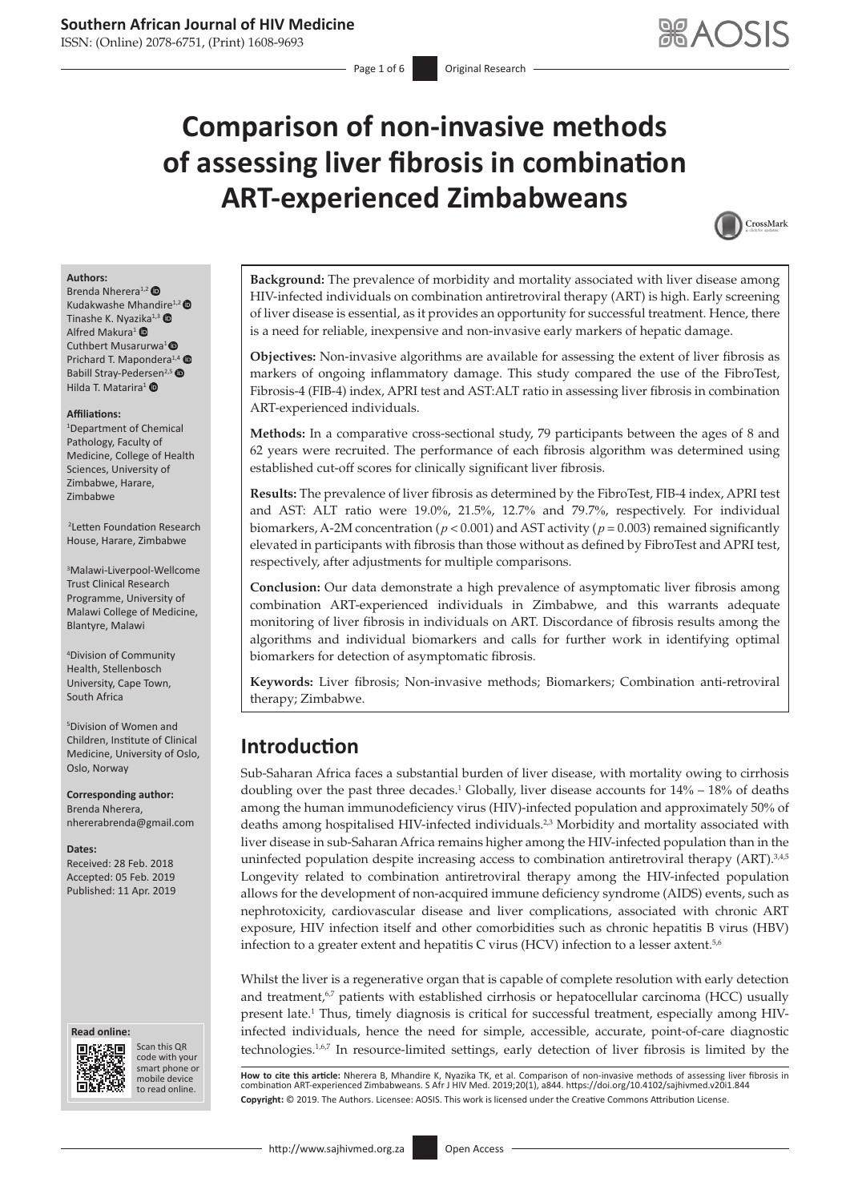# Comparison of non-invasive methods of assessing liver fibrosis in combination ART-experienced Zimbabweans

**Authors:**
Brenda Nherera[1,2]
Kudakwashe Mhandire[1,2]
Tinashe K. Nyazika[1,3]
Alfred Makura[1]
Cuthbert Musarurwa[1]
Prichard T. Mapondera[1,4]
Babill Stray-Pedersen[2,5]
Hilda T. Matarira[1]

**Affiliations:**
[1]Department of Chemical Pathology, Faculty of Medicine, College of Health Sciences, University of Zimbabwe, Harare, Zimbabwe

[2]Letten Foundation Research House, Harare, Zimbabwe

[3]Malawi-Liverpool-Wellcome Trust Clinical Research Programme, University of Malawi College of Medicine, Blantyre, Malawi

[4]Division of Community Health, Stellenbosch University, Cape Town, South Africa

[5]Division of Women and Children, Institute of Clinical Medicine, University of Oslo, Oslo, Norway

**Corresponding author:**
Brenda Nherera,
nhererabrenda@gmail.com

**Dates:**
Received: 28 Feb. 2018
Accepted: 05 Feb. 2019
Published: 11 Apr. 2019

**How to cite this article:** Nherera B, Mhandire K, Nyazika TK, et al. Comparison of non-invasive methods of assessing liver fibrosis in combination ART-experienced Zimbabweans. S Afr J HIV Med. 2019;20(1), a844. https://doi.org/10.4102/sajhivmed.v20i1.844

**Copyright:** © 2019. The Authors. Licensee: AOSIS. This work is licensed under the Creative Commons Attribution License.

**Background:** The prevalence of morbidity and mortality associated with liver disease among HIV-infected individuals on combination antiretroviral therapy (ART) is high. Early screening of liver disease is essential, as it provides an opportunity for successful treatment. Hence, there is a need for reliable, inexpensive and non-invasive early markers of hepatic damage.

**Objectives:** Non-invasive algorithms are available for assessing the extent of liver fibrosis as markers of ongoing inflammatory damage. This study compared the use of the FibroTest, Fibrosis-4 (FIB-4) index, APRI test and AST:ALT ratio in assessing liver fibrosis in combination ART-experienced individuals.

**Methods:** In a comparative cross-sectional study, 79 participants between the ages of 8 and 62 years were recruited. The performance of each fibrosis algorithm was determined using established cut-off scores for clinically significant liver fibrosis.

**Results:** The prevalence of liver fibrosis as determined by the FibroTest, FIB-4 index, APRI test and AST: ALT ratio were 19.0%, 21.5%, 12.7% and 79.7%, respectively. For individual biomarkers, A-2M concentration ($p < 0.001$) and AST activity ($p = 0.003$) remained significantly elevated in participants with fibrosis than those without as defined by FibroTest and APRI test, respectively, after adjustments for multiple comparisons.

**Conclusion:** Our data demonstrate a high prevalence of asymptomatic liver fibrosis among combination ART-experienced individuals in Zimbabwe, and this warrants adequate monitoring of liver fibrosis in individuals on ART. Discordance of fibrosis results among the algorithms and individual biomarkers and calls for further work in identifying optimal biomarkers for detection of asymptomatic fibrosis.

**Keywords:** Liver fibrosis; Non-invasive methods; Biomarkers; Combination anti-retroviral therapy; Zimbabwe.

## Introduction

Sub-Saharan Africa faces a substantial burden of liver disease, with mortality owing to cirrhosis doubling over the past three decades.[1] Globally, liver disease accounts for 14% – 18% of deaths among the human immunodeficiency virus (HIV)-infected population and approximately 50% of deaths among hospitalised HIV-infected individuals.[2,3] Morbidity and mortality associated with liver disease in sub-Saharan Africa remains higher among the HIV-infected population than in the uninfected population despite increasing access to combination antiretroviral therapy (ART).[3,4,5] Longevity related to combination antiretroviral therapy among the HIV-infected population allows for the development of non-acquired immune deficiency syndrome (AIDS) events, such as nephrotoxicity, cardiovascular disease and liver complications, associated with chronic ART exposure, HIV infection itself and other comorbidities such as chronic hepatitis B virus (HBV) infection to a greater extent and hepatitis C virus (HCV) infection to a lesser axtent.[5,6]

Whilst the liver is a regenerative organ that is capable of complete resolution with early detection and treatment,[6,7] patients with established cirrhosis or hepatocellular carcinoma (HCC) usually present late.[1] Thus, timely diagnosis is critical for successful treatment, especially among HIV-infected individuals, hence the need for simple, accessible, accurate, point-of-care diagnostic technologies.[1,6,7] In resource-limited settings, early detection of liver fibrosis is limited by the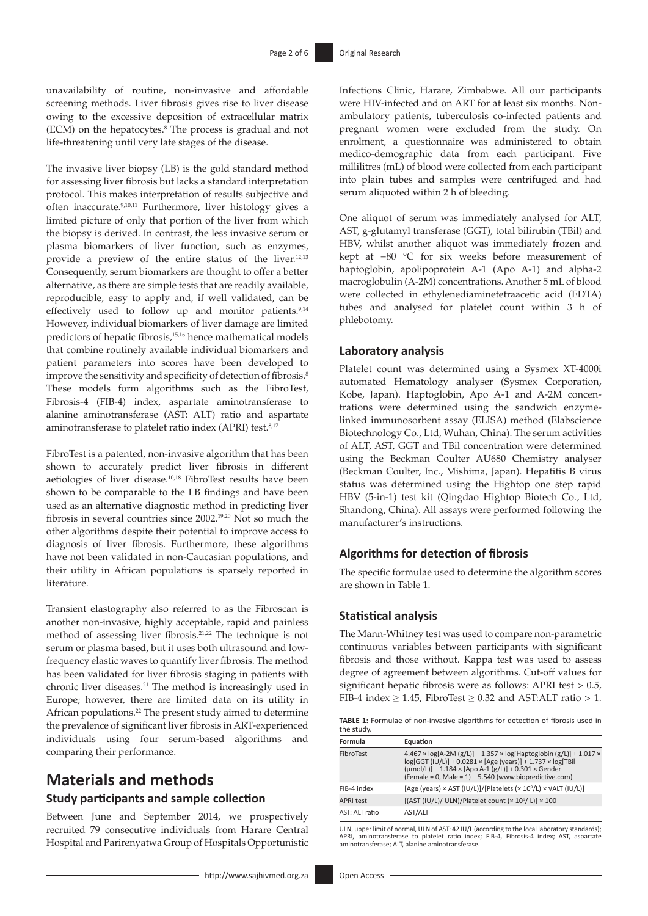unavailability of routine, non-invasive and affordable screening methods. Liver fibrosis gives rise to liver disease owing to the excessive deposition of extracellular matrix (ECM) on the hepatocytes.[8] The process is gradual and not life-threatening until very late stages of the disease.

The invasive liver biopsy (LB) is the gold standard method for assessing liver fibrosis but lacks a standard interpretation protocol. This makes interpretation of results subjective and often inaccurate.[9,10,11] Furthermore, liver histology gives a limited picture of only that portion of the liver from which the biopsy is derived. In contrast, the less invasive serum or plasma biomarkers of liver function, such as enzymes, provide a preview of the entire status of the liver.[12,13] Consequently, serum biomarkers are thought to offer a better alternative, as there are simple tests that are readily available, reproducible, easy to apply and, if well validated, can be effectively used to follow up and monitor patients.[9,14] However, individual biomarkers of liver damage are limited predictors of hepatic fibrosis,[15,16] hence mathematical models that combine routinely available individual biomarkers and patient parameters into scores have been developed to improve the sensitivity and specificity of detection of fibrosis.[8] These models form algorithms such as the FibroTest, Fibrosis-4 (FIB-4) index, aspartate aminotransferase to alanine aminotransferase (AST: ALT) ratio and aspartate aminotransferase to platelet ratio index (APRI) test.[8,17]

FibroTest is a patented, non-invasive algorithm that has been shown to accurately predict liver fibrosis in different aetiologies of liver disease.[10,18] FibroTest results have been shown to be comparable to the LB findings and have been used as an alternative diagnostic method in predicting liver fibrosis in several countries since 2002.[19,20] Not so much the other algorithms despite their potential to improve access to diagnosis of liver fibrosis. Furthermore, these algorithms have not been validated in non-Caucasian populations, and their utility in African populations is sparsely reported in literature.

Transient elastography also referred to as the Fibroscan is another non-invasive, highly acceptable, rapid and painless method of assessing liver fibrosis.[21,22] The technique is not serum or plasma based, but it uses both ultrasound and low-frequency elastic waves to quantify liver fibrosis. The method has been validated for liver fibrosis staging in patients with chronic liver diseases.[21] The method is increasingly used in Europe; however, there are limited data on its utility in African populations.[22] The present study aimed to determine the prevalence of significant liver fibrosis in ART-experienced individuals using four serum-based algorithms and comparing their performance.

# Materials and methods

## Study participants and sample collection

Between June and September 2014, we prospectively recruited 79 consecutive individuals from Harare Central Hospital and Parirenyatwa Group of Hospitals Opportunistic Infections Clinic, Harare, Zimbabwe. All our participants were HIV-infected and on ART for at least six months. Non-ambulatory patients, tuberculosis co-infected patients and pregnant women were excluded from the study. On enrolment, a questionnaire was administered to obtain medico-demographic data from each participant. Five millilitres (mL) of blood were collected from each participant into plain tubes and samples were centrifuged and had serum aliquoted within 2 h of bleeding.

One aliquot of serum was immediately analysed for ALT, AST, g-glutamyl transferase (GGT), total bilirubin (TBil) and HBV, whilst another aliquot was immediately frozen and kept at −80 °C for six weeks before measurement of haptoglobin, apolipoprotein A-1 (Apo A-1) and alpha-2 macroglobulin (A-2M) concentrations. Another 5 mL of blood were collected in ethylenediaminetetraacetic acid (EDTA) tubes and analysed for platelet count within 3 h of phlebotomy.

### Laboratory analysis

Platelet count was determined using a Sysmex XT-4000i automated Hematology analyser (Sysmex Corporation, Kobe, Japan). Haptoglobin, Apo A-1 and A-2M concentrations were determined using the sandwich enzyme-linked immunosorbent assay (ELISA) method (Elabscience Biotechnology Co., Ltd, Wuhan, China). The serum activities of ALT, AST, GGT and TBil concentration were determined using the Beckman Coulter AU680 Chemistry analyser (Beckman Coulter, Inc., Mishima, Japan). Hepatitis B virus status was determined using the Hightop one step rapid HBV (5-in-1) test kit (Qingdao Hightop Biotech Co., Ltd, Shandong, China). All assays were performed following the manufacturer's instructions.

### Algorithms for detection of fibrosis

The specific formulae used to determine the algorithm scores are shown in Table 1.

### Statistical analysis

The Mann-Whitney test was used to compare non-parametric continuous variables between participants with significant fibrosis and those without. Kappa test was used to assess degree of agreement between algorithms. Cut-off values for significant hepatic fibrosis were as follows: APRI test > 0.5, FIB-4 index ≥ 1.45, FibroTest ≥ 0.32 and AST:ALT ratio > 1.

**TABLE 1:** Formulae of non-invasive algorithms for detection of fibrosis used in the study.

| Formula | Equation |
|---|---|
| FibroTest | $4.467 \times \log[\text{A-2M (g/L)}] - 1.357 \times \log[\text{Haptoglobin (g/L)}] + 1.017 \times \log[\text{GGT (IU/L)}] + 0.0281 \times [\text{Age (years)}] + 1.737 \times \log[\text{TBil } (\mu\text{mol/L})] - 1.184 \times [\text{Apo A-1 (g/L)}] + 0.301 \times \text{Gender}$ (Female = 0, Male = 1) – 5.540 (www.biopredictive.com) |
| FIB-4 index | $[\text{Age (years)} \times \text{AST (IU/L)}]/[\text{Platelets } (\times 10^9/\text{L}) \times \sqrt{\text{ALT (IU/L)}}]$ |
| APRI test | $[(\text{AST (IU/L)}/\text{ ULN})/\text{Platelet count } (\times 10^9/\text{ L})] \times 100$ |
| AST: ALT ratio | AST/ALT |

ULN, upper limit of normal, ULN of AST: 42 IU/L (according to the local laboratory standards); APRI, aminotransferase to platelet ratio index; FIB-4, Fibrosis-4 index; AST, aspartate aminotransferase; ALT, alanine aminotransferase.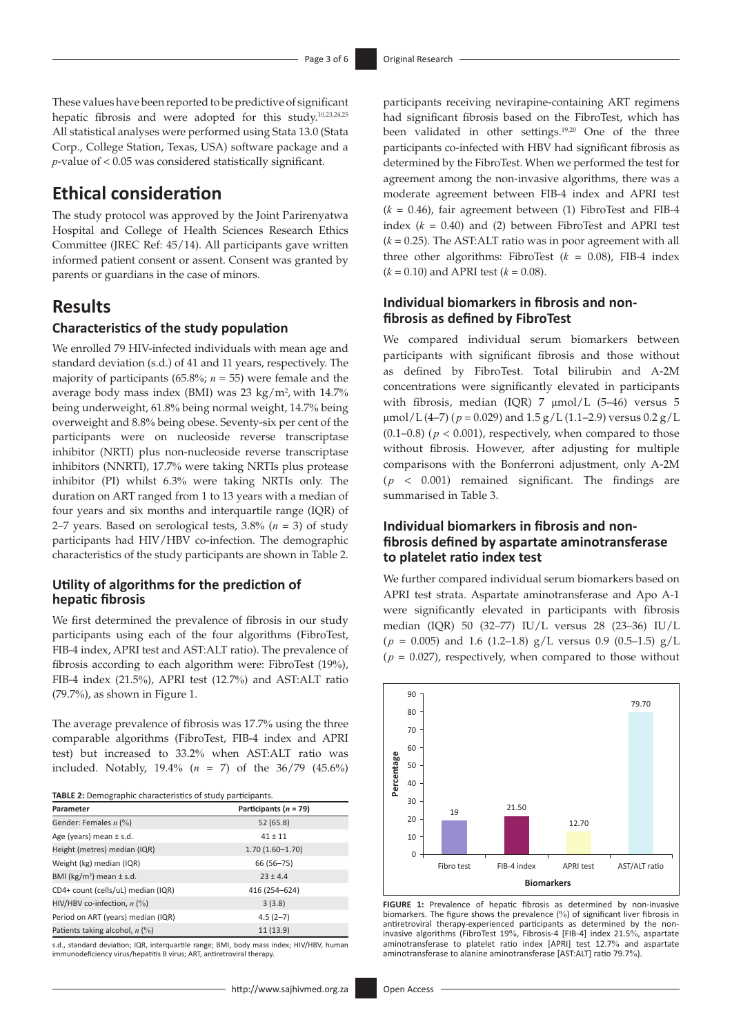These values have been reported to be predictive of significant hepatic fibrosis and were adopted for this study.[10,23,24,25] All statistical analyses were performed using Stata 13.0 (Stata Corp., College Station, Texas, USA) software package and a *p*-value of < 0.05 was considered statistically significant.

## Ethical consideration

The study protocol was approved by the Joint Parirenyatwa Hospital and College of Health Sciences Research Ethics Committee (JREC Ref: 45/14). All participants gave written informed patient consent or assent. Consent was granted by parents or guardians in the case of minors.

## Results

### Characteristics of the study population

We enrolled 79 HIV-infected individuals with mean age and standard deviation (s.d.) of 41 and 11 years, respectively. The majority of participants (65.8%; $n = 55$) were female and the average body mass index (BMI) was 23 kg/m$^2$, with 14.7% being underweight, 61.8% being normal weight, 14.7% being overweight and 8.8% being obese. Seventy-six per cent of the participants were on nucleoside reverse transcriptase inhibitor (NRTI) plus non-nucleoside reverse transcriptase inhibitors (NNRTI), 17.7% were taking NRTIs plus protease inhibitor (PI) whilst 6.3% were taking NRTIs only. The duration on ART ranged from 1 to 13 years with a median of four years and six months and interquartile range (IQR) of 2–7 years. Based on serological tests, 3.8% ($n = 3$) of study participants had HIV/HBV co-infection. The demographic characteristics of the study participants are shown in Table 2.

### Utility of algorithms for the prediction of hepatic fibrosis

We first determined the prevalence of fibrosis in our study participants using each of the four algorithms (FibroTest, FIB-4 index, APRI test and AST:ALT ratio). The prevalence of fibrosis according to each algorithm were: FibroTest (19%), FIB-4 index (21.5%), APRI test (12.7%) and AST:ALT ratio (79.7%), as shown in Figure 1.

The average prevalence of fibrosis was 17.7% using the three comparable algorithms (FibroTest, FIB-4 index and APRI test) but increased to 33.2% when AST:ALT ratio was included. Notably, 19.4% ($n = 7$) of the 36/79 (45.6%) participants receiving nevirapine-containing ART regimens had significant fibrosis based on the FibroTest, which has been validated in other settings.[19,20] One of the three participants co-infected with HBV had significant fibrosis as determined by the FibroTest. When we performed the test for agreement among the non-invasive algorithms, there was a moderate agreement between FIB-4 index and APRI test ($k = 0.46$), fair agreement between (1) FibroTest and FIB-4 index ($k = 0.40$) and (2) between FibroTest and APRI test ($k = 0.25$). The AST:ALT ratio was in poor agreement with all three other algorithms: FibroTest ($k = 0.08$), FIB-4 index ($k = 0.10$) and APRI test ($k = 0.08$).

**TABLE 2:** Demographic characteristics of study participants.

| Parameter | Participants ($n$ = 79) |
|---|---|
| Gender: Females $n$ (%) | 52 (65.8) |
| Age (years) mean ± s.d. | 41 ± 11 |
| Height (metres) median (IQR) | 1.70 (1.60–1.70) |
| Weight (kg) median (IQR) | 66 (56–75) |
| BMI (kg/m$^2$) mean ± s.d. | 23 ± 4.4 |
| CD4+ count (cells/uL) median (IQR) | 416 (254–624) |
| HIV/HBV co-infection, $n$ (%) | 3 (3.8) |
| Period on ART (years) median (IQR) | 4.5 (2–7) |
| Patients taking alcohol, $n$ (%) | 11 (13.9) |

s.d., standard deviation; IQR, interquartile range; BMI, body mass index; HIV/HBV, human immunodeficiency virus/hepatitis B virus; ART, antiretroviral therapy.

### Individual biomarkers in fibrosis and non-fibrosis as defined by FibroTest

We compared individual serum biomarkers between participants with significant fibrosis and those without as defined by FibroTest. Total bilirubin and A-2M concentrations were significantly elevated in participants with fibrosis, median (IQR) 7 µmol/L (5–46) versus 5 µmol/L (4–7) ($p = 0.029$) and 1.5 g/L (1.1–2.9) versus 0.2 g/L (0.1–0.8) ($p < 0.001$), respectively, when compared to those without fibrosis. However, after adjusting for multiple comparisons with the Bonferroni adjustment, only A-2M ($p < 0.001$) remained significant. The findings are summarised in Table 3.

### Individual biomarkers in fibrosis and non-fibrosis defined by aspartate aminotransferase to platelet ratio index test

We further compared individual serum biomarkers based on APRI test strata. Aspartate aminotransferase and Apo A-1 were significantly elevated in participants with fibrosis median (IQR) 50 (32–77) IU/L versus 28 (23–36) IU/L ($p = 0.005$) and 1.6 (1.2–1.8) g/L versus 0.9 (0.5–1.5) g/L ($p = 0.027$), respectively, when compared to those without

**FIGURE 1:** Prevalence of hepatic fibrosis as determined by non-invasive biomarkers. The figure shows the prevalence (%) of significant liver fibrosis in antiretroviral therapy-experienced participants as determined by the non-invasive algorithms (FibroTest 19%, Fibrosis-4 [FIB-4] index 21.5%, aspartate aminotransferase to platelet ratio index [APRI] test 12.7% and aspartate aminotransferase to alanine aminotransferase [AST:ALT] ratio 79.7%).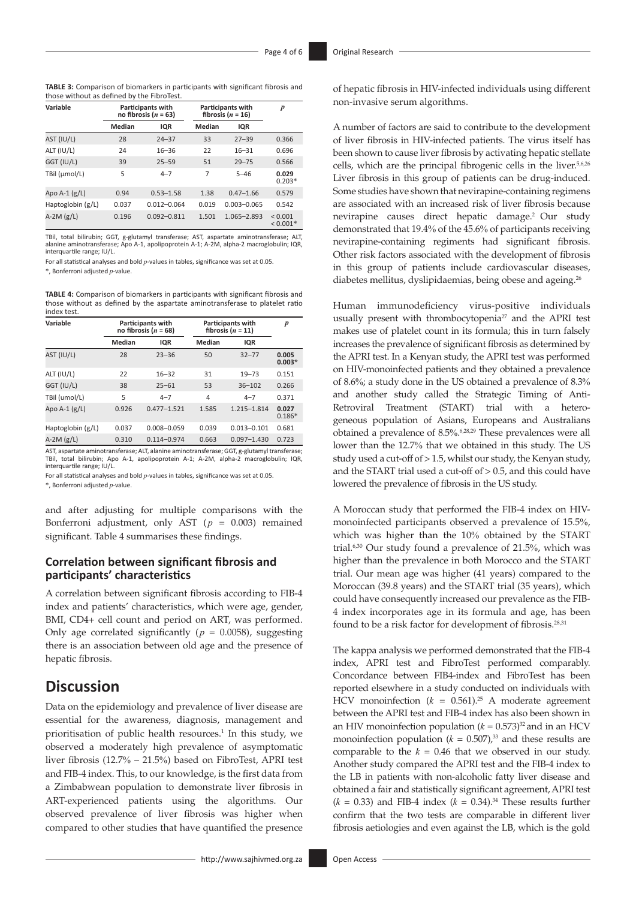**TABLE 3:** Comparison of biomarkers in participants with significant fibrosis and those without as defined by the FibroTest.

| Variable | Participants with no fibrosis ($n$ = 63) | | Participants with fibrosis ($n$ = 16) | | $p$ |
|---|---|---|---|---|---|
| | Median | IQR | Median | IQR | |
| AST (IU/L) | 28 | 24–37 | 33 | 27–39 | 0.366 |
| ALT (IU/L) | 24 | 16–36 | 22 | 16–31 | 0.696 |
| GGT (IU/L) | 39 | 25–59 | 51 | 29–75 | 0.566 |
| TBil (µmol/L) | 5 | 4–7 | 7 | 5–46 | **0.029** 0.203* |
| Apo A-1 (g/L) | 0.94 | 0.53–1.58 | 1.38 | 0.47–1.66 | 0.579 |
| Haptoglobin (g/L) | 0.037 | 0.012–0.064 | 0.019 | 0.003–0.065 | 0.542 |
| A-2M (g/L) | 0.196 | 0.092–0.811 | 1.501 | 1.065–2.893 | < 0.001 < 0.001* |

TBil, total bilirubin; GGT, g-glutamyl transferase; AST, aspartate aminotransferase; ALT, alanine aminotransferase; Apo A-1, apolipoprotein A-1; A-2M, alpha-2 macroglobulin; IQR, interquartile range; IU/L.

For all statistical analyses and bold $p$-values in tables, significance was set at 0.05.

*, Bonferroni adjusted $p$-value.

**TABLE 4:** Comparison of biomarkers in participants with significant fibrosis and those without as defined by the aspartate aminotransferase to platelet ratio index test.

| Variable | Participants with no fibrosis ($n$ = 68) | | Participants with fibrosis ($n$ = 11) | | $p$ |
|---|---|---|---|---|---|
| | Median | IQR | Median | IQR | |
| AST (IU/L) | 28 | 23–36 | 50 | 32–77 | **0.005** **0.003*** |
| ALT (IU/L) | 22 | 16–32 | 31 | 19–73 | 0.151 |
| GGT (IU/L) | 38 | 25–61 | 53 | 36–102 | 0.266 |
| TBil (umol/L) | 5 | 4–7 | 4 | 4–7 | 0.371 |
| Apo A-1 (g/L) | 0.926 | 0.477–1.521 | 1.585 | 1.215–1.814 | **0.027** 0.186* |
| Haptoglobin (g/L) | 0.037 | 0.008–0.059 | 0.039 | 0.013–0.101 | 0.681 |
| A-2M (g/L) | 0.310 | 0.114–0.974 | 0.663 | 0.097–1.430 | 0.723 |

AST, aspartate aminotransferase; ALT, alanine aminotransferase; GGT, g-glutamyl transferase; TBil, total bilirubin; Apo A-1, apolipoprotein A-1; A-2M, alpha-2 macroglobulin; IQR, interquartile range; IU/L.

For all statistical analyses and bold $p$-values in tables, significance was set at 0.05.

*, Bonferroni adjusted $p$-value.

and after adjusting for multiple comparisons with the Bonferroni adjustment, only AST ($p$ = 0.003) remained significant. Table 4 summarises these findings.

### Correlation between significant fibrosis and participants' characteristics

A correlation between significant fibrosis according to FIB-4 index and patients' characteristics, which were age, gender, BMI, CD4+ cell count and period on ART, was performed. Only age correlated significantly ($p$ = 0.0058), suggesting there is an association between old age and the presence of hepatic fibrosis.

## Discussion

Data on the epidemiology and prevalence of liver disease are essential for the awareness, diagnosis, management and prioritisation of public health resources.[1] In this study, we observed a moderately high prevalence of asymptomatic liver fibrosis (12.7% – 21.5%) based on FibroTest, APRI test and FIB-4 index. This, to our knowledge, is the first data from a Zimbabwean population to demonstrate liver fibrosis in ART-experienced patients using the algorithms. Our observed prevalence of liver fibrosis was higher when compared to other studies that have quantified the presence of hepatic fibrosis in HIV-infected individuals using different non-invasive serum algorithms.

A number of factors are said to contribute to the development of liver fibrosis in HIV-infected patients. The virus itself has been shown to cause liver fibrosis by activating hepatic stellate cells, which are the principal fibrogenic cells in the liver.[5,6,26] Liver fibrosis in this group of patients can be drug-induced. Some studies have shown that nevirapine-containing regimens are associated with an increased risk of liver fibrosis because nevirapine causes direct hepatic damage.[2] Our study demonstrated that 19.4% of the 45.6% of participants receiving nevirapine-containing regiments had significant fibrosis. Other risk factors associated with the development of fibrosis in this group of patients include cardiovascular diseases, diabetes mellitus, dyslipidaemias, being obese and ageing.[26]

Human immunodeficiency virus-positive individuals usually present with thrombocytopenia[27] and the APRI test makes use of platelet count in its formula; this in turn falsely increases the prevalence of significant fibrosis as determined by the APRI test. In a Kenyan study, the APRI test was performed on HIV-monoinfected patients and they obtained a prevalence of 8.6%; a study done in the US obtained a prevalence of 8.3% and another study called the Strategic Timing of Anti-Retroviral Treatment (START) trial with a heterogeneous population of Asians, Europeans and Australians obtained a prevalence of 8.5%.[6,28,29] These prevalences were all lower than the 12.7% that we obtained in this study. The US study used a cut-off of > 1.5, whilst our study, the Kenyan study, and the START trial used a cut-off of > 0.5, and this could have lowered the prevalence of fibrosis in the US study.

A Moroccan study that performed the FIB-4 index on HIV-monoinfected participants observed a prevalence of 15.5%, which was higher than the 10% obtained by the START trial.[6,30] Our study found a prevalence of 21.5%, which was higher than the prevalence in both Morocco and the START trial. Our mean age was higher (41 years) compared to the Moroccan (39.8 years) and the START trial (35 years), which could have consequently increased our prevalence as the FIB-4 index incorporates age in its formula and age, has been found to be a risk factor for development of fibrosis.[28,31]

The kappa analysis we performed demonstrated that the FIB-4 index, APRI test and FibroTest performed comparably. Concordance between FIB4-index and FibroTest has been reported elsewhere in a study conducted on individuals with HCV monoinfection ($k$ = 0.561).[25] A moderate agreement between the APRI test and FIB-4 index has also been shown in an HIV monoinfection population ($k$ = 0.573)[32] and in an HCV monoinfection population ($k$ = 0.507),[33] and these results are comparable to the $k$ = 0.46 that we observed in our study. Another study compared the APRI test and the FIB-4 index to the LB in patients with non-alcoholic fatty liver disease and obtained a fair and statistically significant agreement, APRI test ($k$ = 0.33) and FIB-4 index ($k$ = 0.34).[34] These results further confirm that the two tests are comparable in different liver fibrosis aetiologies and even against the LB, which is the gold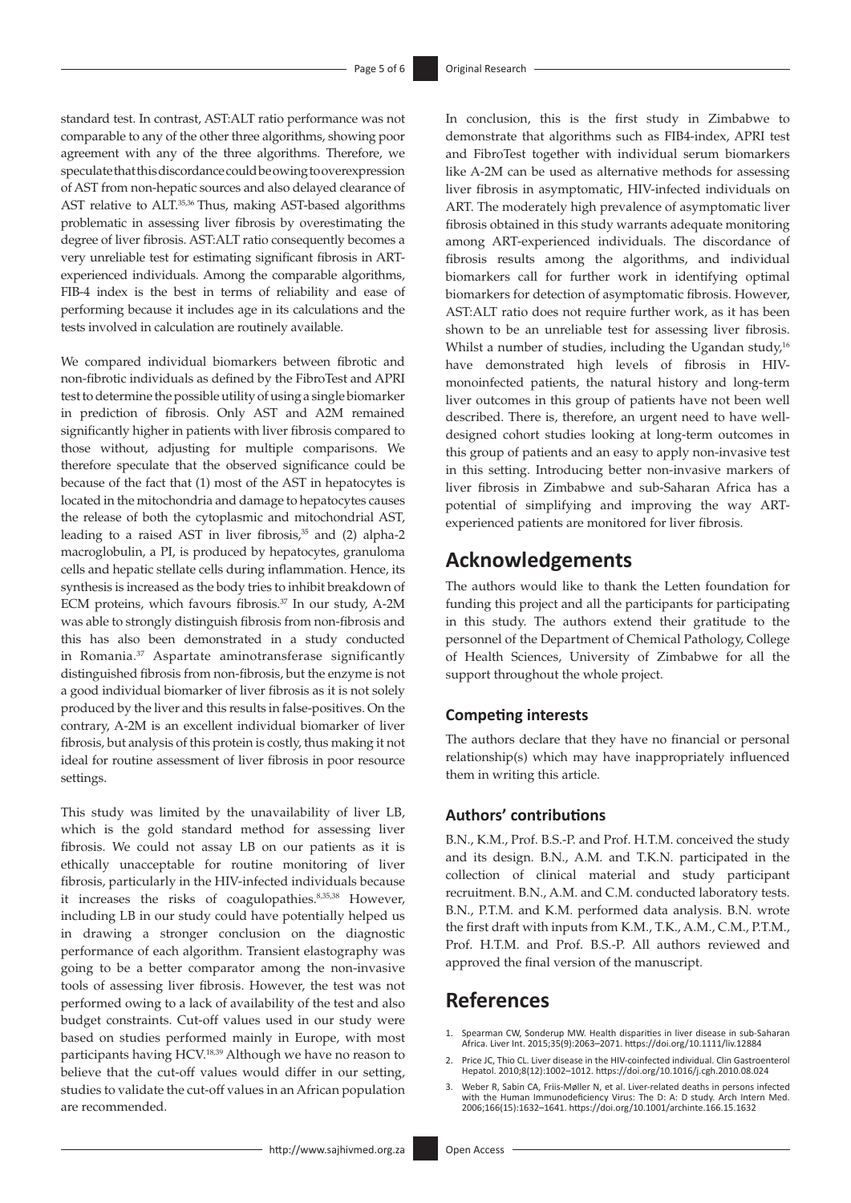standard test. In contrast, AST:ALT ratio performance was not comparable to any of the other three algorithms, showing poor agreement with any of the three algorithms. Therefore, we speculate that this discordance could be owing to overexpression of AST from non-hepatic sources and also delayed clearance of AST relative to ALT.[35,36] Thus, making AST-based algorithms problematic in assessing liver fibrosis by overestimating the degree of liver fibrosis. AST:ALT ratio consequently becomes a very unreliable test for estimating significant fibrosis in ART-experienced individuals. Among the comparable algorithms, FIB-4 index is the best in terms of reliability and ease of performing because it includes age in its calculations and the tests involved in calculation are routinely available.

We compared individual biomarkers between fibrotic and non-fibrotic individuals as defined by the FibroTest and APRI test to determine the possible utility of using a single biomarker in prediction of fibrosis. Only AST and A2M remained significantly higher in patients with liver fibrosis compared to those without, adjusting for multiple comparisons. We therefore speculate that the observed significance could be because of the fact that (1) most of the AST in hepatocytes is located in the mitochondria and damage to hepatocytes causes the release of both the cytoplasmic and mitochondrial AST, leading to a raised AST in liver fibrosis,[35] and (2) alpha-2 macroglobulin, a PI, is produced by hepatocytes, granuloma cells and hepatic stellate cells during inflammation. Hence, its synthesis is increased as the body tries to inhibit breakdown of ECM proteins, which favours fibrosis.[37] In our study, A-2M was able to strongly distinguish fibrosis from non-fibrosis and this has also been demonstrated in a study conducted in Romania.[37] Aspartate aminotransferase significantly distinguished fibrosis from non-fibrosis, but the enzyme is not a good individual biomarker of liver fibrosis as it is not solely produced by the liver and this results in false-positives. On the contrary, A-2M is an excellent individual biomarker of liver fibrosis, but analysis of this protein is costly, thus making it not ideal for routine assessment of liver fibrosis in poor resource settings.

This study was limited by the unavailability of liver LB, which is the gold standard method for assessing liver fibrosis. We could not assay LB on our patients as it is ethically unacceptable for routine monitoring of liver fibrosis, particularly in the HIV-infected individuals because it increases the risks of coagulopathies.[8,35,38] However, including LB in our study could have potentially helped us in drawing a stronger conclusion on the diagnostic performance of each algorithm. Transient elastography was going to be a better comparator among the non-invasive tools of assessing liver fibrosis. However, the test was not performed owing to a lack of availability of the test and also budget constraints. Cut-off values used in our study were based on studies performed mainly in Europe, with most participants having HCV.[18,39] Although we have no reason to believe that the cut-off values would differ in our setting, studies to validate the cut-off values in an African population are recommended.

In conclusion, this is the first study in Zimbabwe to demonstrate that algorithms such as FIB4-index, APRI test and FibroTest together with individual serum biomarkers like A-2M can be used as alternative methods for assessing liver fibrosis in asymptomatic, HIV-infected individuals on ART. The moderately high prevalence of asymptomatic liver fibrosis obtained in this study warrants adequate monitoring among ART-experienced individuals. The discordance of fibrosis results among the algorithms, and individual biomarkers call for further work in identifying optimal biomarkers for detection of asymptomatic fibrosis. However, AST:ALT ratio does not require further work, as it has been shown to be an unreliable test for assessing liver fibrosis. Whilst a number of studies, including the Ugandan study,[16] have demonstrated high levels of fibrosis in HIV-monoinfected patients, the natural history and long-term liver outcomes in this group of patients have not been well described. There is, therefore, an urgent need to have well-designed cohort studies looking at long-term outcomes in this group of patients and an easy to apply non-invasive test in this setting. Introducing better non-invasive markers of liver fibrosis in Zimbabwe and sub-Saharan Africa has a potential of simplifying and improving the way ART-experienced patients are monitored for liver fibrosis.

## Acknowledgements

The authors would like to thank the Letten foundation for funding this project and all the participants for participating in this study. The authors extend their gratitude to the personnel of the Department of Chemical Pathology, College of Health Sciences, University of Zimbabwe for all the support throughout the whole project.

### Competing interests

The authors declare that they have no financial or personal relationship(s) which may have inappropriately influenced them in writing this article.

### Authors' contributions

B.N., K.M., Prof. B.S.-P. and Prof. H.T.M. conceived the study and its design. B.N., A.M. and T.K.N. participated in the collection of clinical material and study participant recruitment. B.N., A.M. and C.M. conducted laboratory tests. B.N., P.T.M. and K.M. performed data analysis. B.N. wrote the first draft with inputs from K.M., T.K., A.M., C.M., P.T.M., Prof. H.T.M. and Prof. B.S.-P. All authors reviewed and approved the final version of the manuscript.

## References

1. Spearman CW, Sonderup MW. Health disparities in liver disease in sub-Saharan Africa. Liver Int. 2015;35(9):2063–2071. https://doi.org/10.1111/liv.12884
2. Price JC, Thio CL. Liver disease in the HIV-coinfected individual. Clin Gastroenterol Hepatol. 2010;8(12):1002–1012. https://doi.org/10.1016/j.cgh.2010.08.024
3. Weber R, Sabin CA, Friis-Møller N, et al. Liver-related deaths in persons infected with the Human Immunodeficiency Virus: The D: A: D study. Arch Intern Med. 2006;166(15):1632–1641. https://doi.org/10.1001/archinte.166.15.1632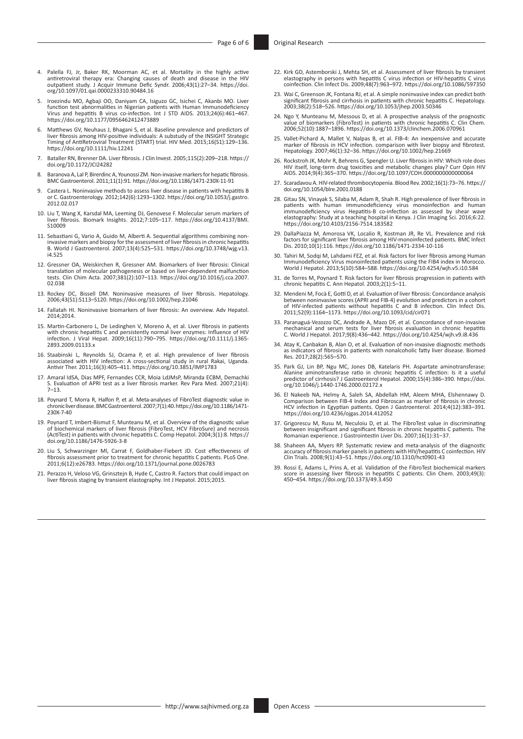4. Palella FJ, Jr, Baker RK, Moorman AC, et al. Mortality in the highly active antiretroviral therapy era: Changing causes of death and disease in the HIV outpatient study. J Acquir Immune Defic Syndr. 2006;43(1):27–34. https://doi.org/10.1097/01.qai.0000233310.90484.16
5. Iroezindu MO, Agbaji OO, Daniyam CA, Isiguzo GC, Isichei C, Akanbi MO. Liver function test abnormalities in Nigerian patients with Human Immunodeficiency Virus and hepatitis B virus co-infection. Int J STD AIDS. 2013;24(6):461–467. https://doi.org/10.1177/0956462412473889
6. Matthews GV, Neuhaus J, Bhagani S, et al. Baseline prevalence and predictors of liver fibrosis among HIV-positive individuals: A substudy of the INSIGHT Strategic Timing of AntiRetroviral Treatment (START) trial. HIV Med. 2015;16(S1):129–136. https://doi.org/10.1111/hiv.12241
7. Bataller RN, Brenner DA. Liver fibrosis. J Clin Invest. 2005;115(2):209–218. https://doi.org/10.1172/JCI24282
8. Baranova A, Lal P, Birerdinc A, Younossi ZM. Non-invasive markers for hepatic fibrosis. BMC Gastroenterol. 2011;11(1):91. https://doi.org/10.1186/1471-230X-11-91
9. Castera L. Noninvasive methods to assess liver disease in patients with hepatitis B or C. Gastroenterology. 2012;142(6):1293–1302. https://doi.org/10.1053/j.gastro.2012.02.017
10. Liu T, Wang X, Karsdal MA, Leeming DJ, Genovese F. Molecular serum markers of liver fibrosis. Biomark Insights. 2012;7:105–117. https://doi.org/10.4137/BMI.S10009
11. Sebastiani G, Vario A, Guido M, Alberti A. Sequential algorithms combining non-invasive markers and biopsy for the assessment of liver fibrosis in chronic hepatitis B. World J Gastroenterol. 2007;13(4):525–531. https://doi.org/10.3748/wjg.v13.i4.525
12. Gressner OA, Weiskirchen R, Gressner AM. Biomarkers of liver fibrosis: Clinical translation of molecular pathogenesis or based on liver-dependent malfunction tests. Clin Chim Acta. 2007;381(2):107–113. https://doi.org/10.1016/j.cca.2007.02.038
13. Rockey DC, Bissell DM. Noninvasive measures of liver fibrosis. Hepatology. 2006;43(S1):S113–S120. https://doi.org/10.1002/hep.21046
14. Fallatah HI. Noninvasive biomarkers of liver fibrosis: An overview. Adv Hepatol. 2014;2014.
15. Martin-Carbonero L, De Ledinghen V, Moreno A, et al. Liver fibrosis in patients with chronic hepatitis C and persistently normal liver enzymes: Influence of HIV infection. J Viral Hepat. 2009;16(11):790–795. https://doi.org/10.1111/j.1365-2893.2009.01133.x
16. Staabinski L, Reynolds SJ, Ocama P, et al. High prevalence of liver fibrosis associated with HIV infection: A cross-sectional study in rural Rakai, Uganda. Antivir Ther. 2011;16(3):405–411. https://doi.org/10.3851/IMP1783
17. Amaral IdSA, Dias MPF, Fernandes CCR, Moia LdJMsP, Miranda ECBM, Demachki S. Evaluation of APRI test as a liver fibrosis marker. Rev Para Med. 2007;21(4):7–13.
18. Poynard T, Morra R, Halfon P, et al. Meta-analyses of FibroTest diagnostic value in chronic liver disease. BMC Gastroenterol. 2007;7(1):40. https://doi.org/10.1186/1471-230X-7-40
19. Poynard T, Imbert-Bismut F, Munteanu M, et al. Overview of the diagnostic value of biochemical markers of liver fibrosis (FibroTest, HCV FibroSure) and necrosis (ActiTest) in patients with chronic hepatitis C. Comp Hepatol. 2004;3(1):8. https://doi.org/10.1186/1476-5926-3-8
20. Liu S, Schwarzinger Ml, Carrat F, Goldhaber-Fiebert JD. Cost effectiveness of fibrosis assessment prior to treatment for chronic hepatitis C patients. PLoS One. 2011;6(12):e26783. https://doi.org/10.1371/journal.pone.0026783
21. Perazzo H, Veloso VG, Grinsztejn B, Hyde C, Castro R. Factors that could impact on liver fibrosis staging by transient elastography. Int J Hepatol. 2015;2015.
22. Kirk GD, Astemborski J, Mehta SH, et al. Assessment of liver fibrosis by transient elastography in persons with hepatitis C virus infection or HIV-hepatitis C virus coinfection. Clin Infect Dis. 2009;48(7):963–972. https://doi.org/10.1086/597350
23. Wai C, Greenson JK, Fontana RJ, et al. A simple noninvasive index can predict both significant fibrosis and cirrhosis in patients with chronic hepatitis C. Hepatology. 2003;38(2):518–526. https://doi.org/10.1053/jhep.2003.50346
24. Ngo Y, Munteanu M, Messous D, et al. A prospective analysis of the prognostic value of biomarkers (FibroTest) in patients with chronic hepatitis C. Clin Chem. 2006;52(10):1887–1896. https://doi.org/10.1373/clinchem.2006.070961
25. Vallet-Pichard A, Mallet V, Nalpas B, et al. FIB-4: An inexpensive and accurate marker of fibrosis in HCV infection. comparison with liver biopsy and fibrotest. Hepatology. 2007;46(1):32–36. https://doi.org/10.1002/hep.21669
26. Rockstroh JK, Mohr R, Behrens G, Spengler U. Liver fibrosis in HIV: Which role does HIV itself, long-term drug toxicities and metabolic changes play? Curr Opin HIV AIDS. 2014;9(4):365–370. https://doi.org/10.1097/COH.0000000000000064
27. Scaradavou A. HIV-related thrombocytopenia. Blood Rev. 2002;16(1):73–76. https://doi.org/10.1054/blre.2001.0188
28. Gitau SN, Vinayak S, Silaba M, Adam R, Shah R. High prevalence of liver fibrosis in patients with human immunodeficiency virus monoinfection and human immunodeficiency virus Hepatitis-B co-infection as assessed by shear wave elastography: Study at a teaching hospital in Kenya. J Clin Imaging Sci. 2016;6:22. https://doi.org/10.4103/2156-7514.183582
29. DallaPiazza M, Amorosa VK, Localio R, Kostman JR, Re VL. Prevalence and risk factors for significant liver fibrosis among HIV-monoinfected patients. BMC Infect Dis. 2010;10(1):116. https://doi.org/10.1186/1471-2334-10-116
30. Tahiri M, Sodqi M, Lahdami FEZ, et al. Risk factors for liver fibrosis among Human Immunodeficiency Virus monoinfected patients using the FIB4 index in Morocco. World J Hepatol. 2013;5(10):584–588. https://doi.org/10.4254/wjh.v5.i10.584
31. de Torres M, Poynard T. Risk factors for liver fibrosis progression in patients with chronic hepatitis C. Ann Hepatol. 2003;2(1):5–11.
32. Mendeni M, Focà E, Gotti D, et al. Evaluation of liver fibrosis: Concordance analysis between noninvasive scores (APRI and FIB-4) evolution and predictors in a cohort of HIV-infected patients without hepatitis C and B infection. Clin Infect Dis. 2011;52(9):1164–1173. https://doi.org/10.1093/cid/cir071
33. Paranaguá-Vezozzo DC, Andrade A, Mazo DF, et al. Concordance of non-invasive mechanical and serum tests for liver fibrosis evaluation in chronic hepatitis C. World J Hepatol. 2017;9(8):436–442. https://doi.org/10.4254/wjh.v9.i8.436
34. Atay K, Canbakan B, Alan O, et al. Evaluation of non-invasive diagnostic methods as indicators of fibrosis in patients with nonalcoholic fatty liver disease. Biomed Res. 2017;28(2):565–570.
35. Park GJ, Lin BP, Ngu MC, Jones DB, Katelaris PH. Aspartate aminotransferase: Alanine aminotransferase ratio in chronic hepatitis C infection: Is it a useful predictor of cirrhosis? J Gastroenterol Hepatol. 2000;15(4):386–390. https://doi.org/10.1046/j.1440-1746.2000.02172.x
36. El Nakeeb NA, Helmy A, Saleh SA, Abdellah HM, Aleem MHA, Elshennawy D. Comparison between FIB-4 Index and Fibroscan as marker of fibrosis in chronic HCV infection in Egyptian patients. Open J Gastroenterol. 2014;4(12):383–391. https://doi.org/10.4236/ojgas.2014.412052
37. Grigorescu M, Rusu M, Neculoiu D, et al. The FibroTest value in discriminating between insignificant and significant fibrosis in chronic hepatitis C patients. The Romanian experience. J Gastrointestin Liver Dis. 2007;16(1):31–37.
38. Shaheen AA, Myers RP. Systematic review and meta-analysis of the diagnostic accuracy of fibrosis marker panels in patients with HIV/hepatitis C coinfection. HIV Clin Trials. 2008;9(1):43–51. https://doi.org/10.1310/hct0901-43
39. Rossi E, Adams L, Prins A, et al. Validation of the FibroTest biochemical markers score in assessing liver fibrosis in hepatitis C patients. Clin Chem. 2003;49(3):450–454. https://doi.org/10.1373/49.3.450